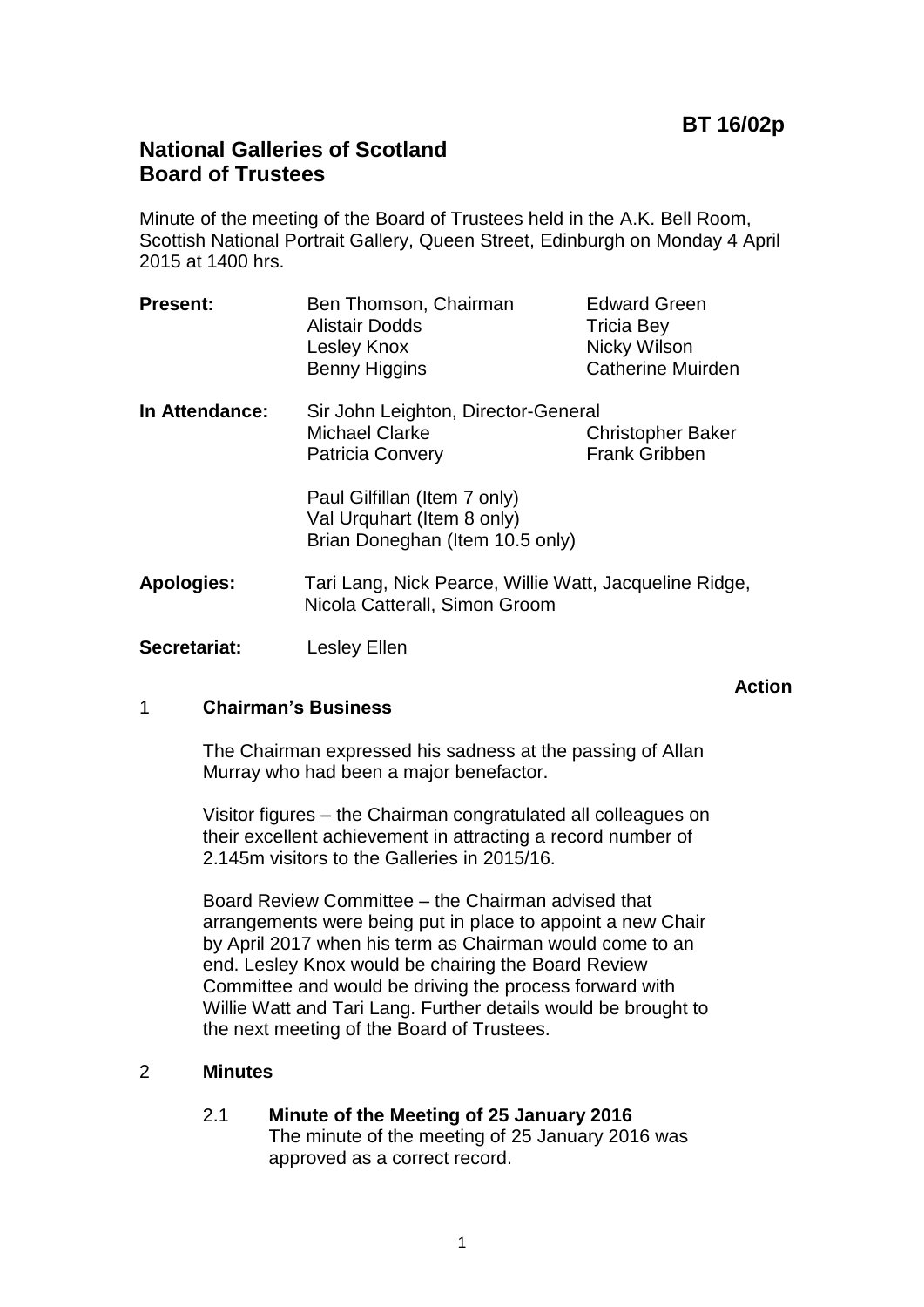**BT 16/02p**

# National Galleries of Scotland
# Board of Trustees

Minute of the meeting of the Board of Trustees held in the A.K. Bell Room, Scottish National Portrait Gallery, Queen Street, Edinburgh on Monday 4 April 2015 at 1400 hrs.

| | | |
|---|---|---|
| **Present:** | Ben Thomson, Chairman | Edward Green |
| | Alistair Dodds | Tricia Bey |
| | Lesley Knox | Nicky Wilson |
| | Benny Higgins | Catherine Muirden |
| **In Attendance:** | Sir John Leighton, Director-General | |
| | Michael Clarke | Christopher Baker |
| | Patricia Convery | Frank Gribben |
| | Paul Gilfillan (Item 7 only) | |
| | Val Urquhart (Item 8 only) | |
| | Brian Doneghan (Item 10.5 only) | |
| **Apologies:** | Tari Lang, Nick Pearce, Willie Watt, Jacqueline Ridge, Nicola Catterall, Simon Groom | |
| **Secretariat:** | Lesley Ellen | |

**Action**

## 1 Chairman's Business

The Chairman expressed his sadness at the passing of Allan Murray who had been a major benefactor.

Visitor figures – the Chairman congratulated all colleagues on their excellent achievement in attracting a record number of 2.145m visitors to the Galleries in 2015/16.

Board Review Committee – the Chairman advised that arrangements were being put in place to appoint a new Chair by April 2017 when his term as Chairman would come to an end. Lesley Knox would be chairing the Board Review Committee and would be driving the process forward with Willie Watt and Tari Lang. Further details would be brought to the next meeting of the Board of Trustees.

## 2 Minutes

### 2.1 Minute of the Meeting of 25 January 2016

The minute of the meeting of 25 January 2016 was approved as a correct record.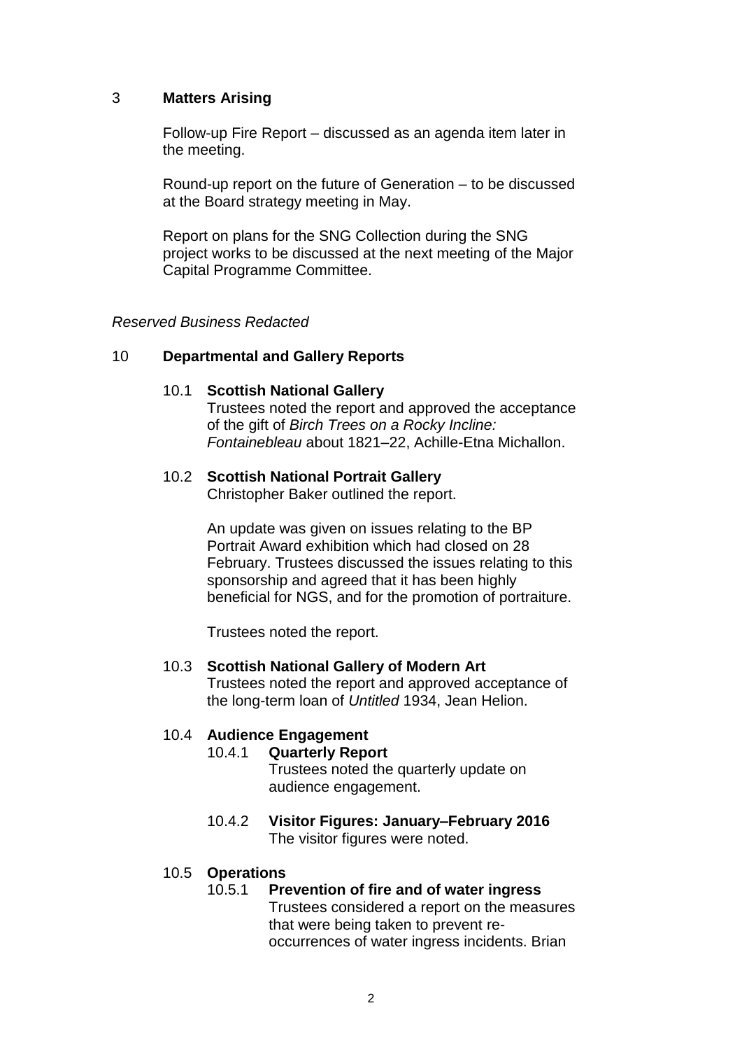## 3 **Matters Arising**

Follow-up Fire Report – discussed as an agenda item later in the meeting.

Round-up report on the future of Generation – to be discussed at the Board strategy meeting in May.

Report on plans for the SNG Collection during the SNG project works to be discussed at the next meeting of the Major Capital Programme Committee.

*Reserved Business Redacted*

## 10 **Departmental and Gallery Reports**

### 10.1 **Scottish National Gallery**

Trustees noted the report and approved the acceptance of the gift of *Birch Trees on a Rocky Incline: Fontainebleau* about 1821–22, Achille-Etna Michallon.

### 10.2 **Scottish National Portrait Gallery**

Christopher Baker outlined the report.

An update was given on issues relating to the BP Portrait Award exhibition which had closed on 28 February. Trustees discussed the issues relating to this sponsorship and agreed that it has been highly beneficial for NGS, and for the promotion of portraiture.

Trustees noted the report.

### 10.3 **Scottish National Gallery of Modern Art**

Trustees noted the report and approved acceptance of the long-term loan of *Untitled* 1934, Jean Helion.

### 10.4 **Audience Engagement**

#### 10.4.1 **Quarterly Report**

Trustees noted the quarterly update on audience engagement.

#### 10.4.2 **Visitor Figures: January–February 2016**

The visitor figures were noted.

### 10.5 **Operations**

#### 10.5.1 **Prevention of fire and of water ingress**

Trustees considered a report on the measures that were being taken to prevent re-occurrences of water ingress incidents. Brian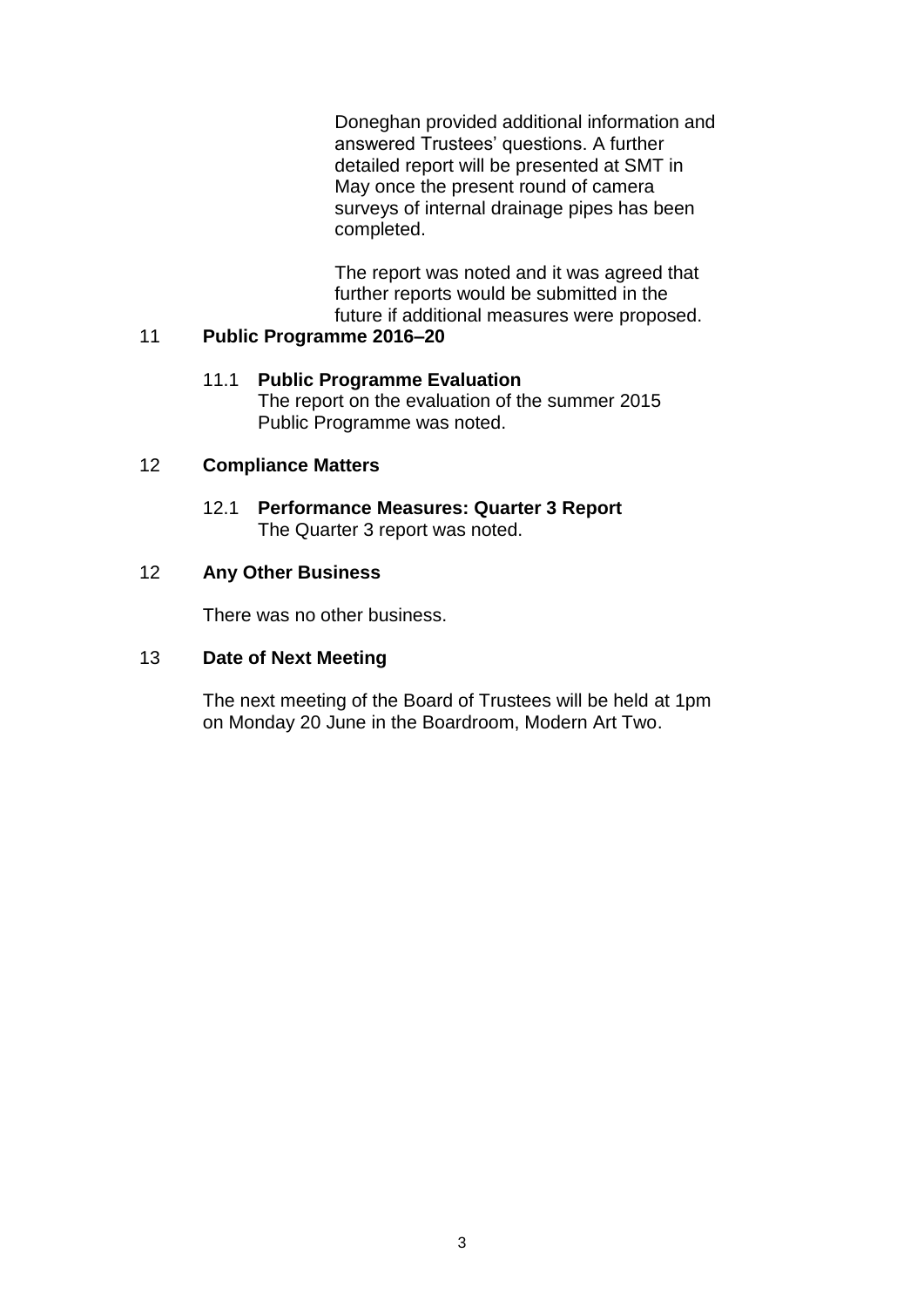Doneghan provided additional information and answered Trustees' questions. A further detailed report will be presented at SMT in May once the present round of camera surveys of internal drainage pipes has been completed.

The report was noted and it was agreed that further reports would be submitted in the future if additional measures were proposed.

## 11 Public Programme 2016–20

### 11.1 Public Programme Evaluation

The report on the evaluation of the summer 2015 Public Programme was noted.

## 12 Compliance Matters

### 12.1 Performance Measures: Quarter 3 Report

The Quarter 3 report was noted.

## 12 Any Other Business

There was no other business.

## 13 Date of Next Meeting

The next meeting of the Board of Trustees will be held at 1pm on Monday 20 June in the Boardroom, Modern Art Two.